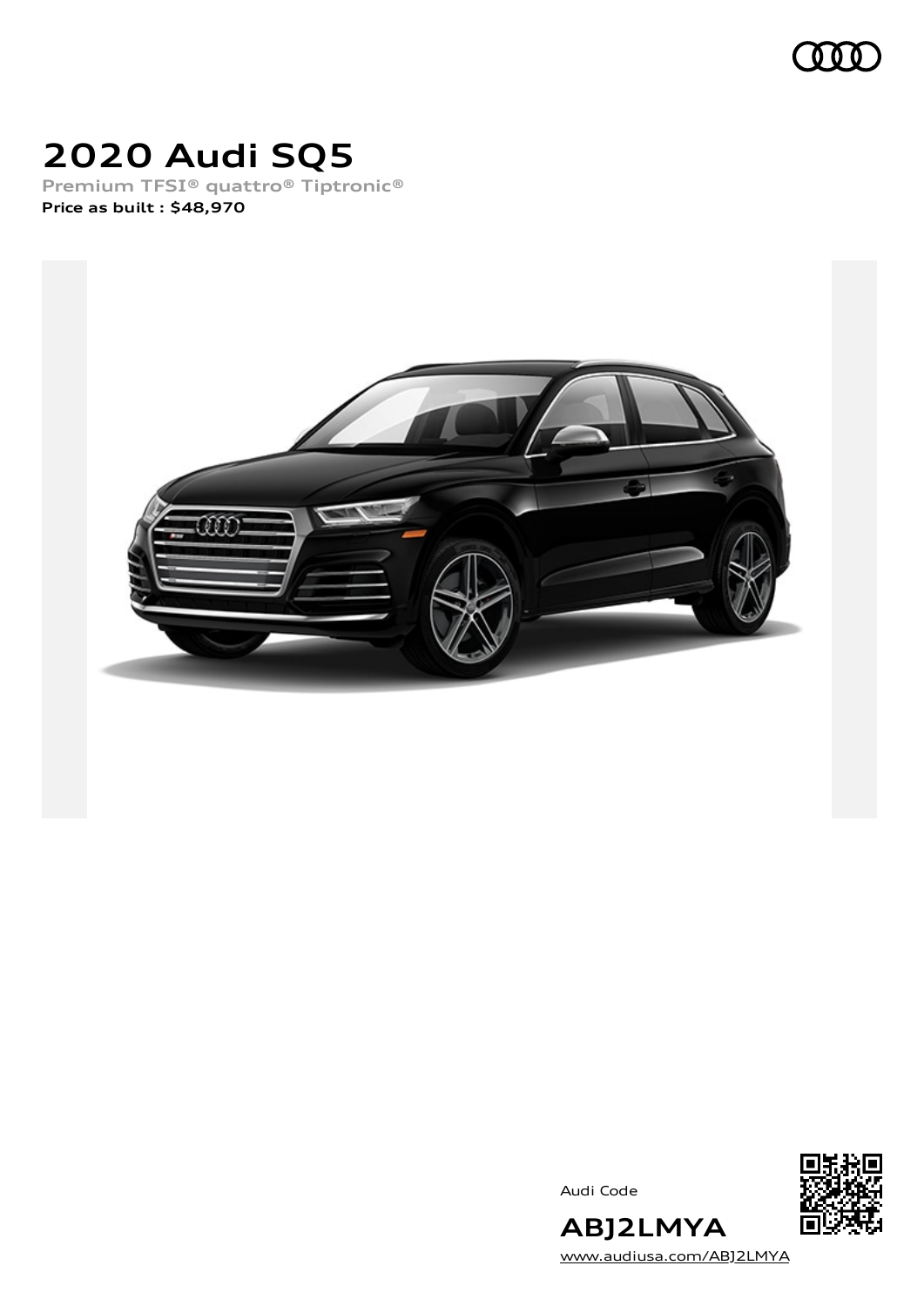# 2020 Audi SQ5

Premium TFSI® quattro® Tiptronic®

**Price as built : $48,970**

Audi Code

**ABJ2LMYA**

www.audiusa.com/ABJ2LMYA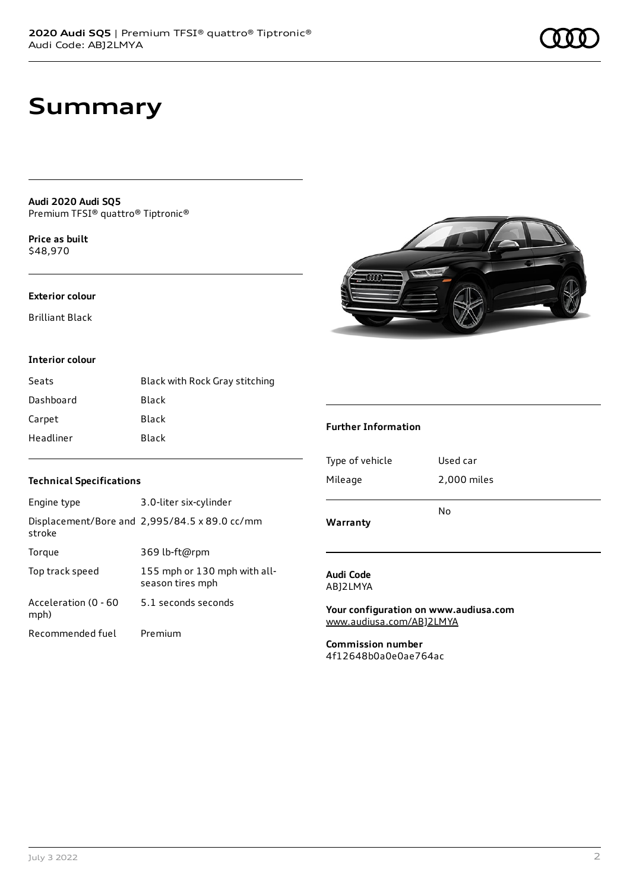# Summary

**Audi 2020 Audi SQ5**
Premium TFSI® quattro® Tiptronic®

**Price as built**
$48,970

### Exterior colour

Brilliant Black

### Interior colour

| | |
|---|---|
| Seats | Black with Rock Gray stitching |
| Dashboard | Black |
| Carpet | Black |
| Headliner | Black |

### Technical Specifications

| | |
|---|---|
| Engine type | 3.0-liter six-cylinder |
| Displacement/Bore and stroke | 2,995/84.5 x 89.0 cc/mm |
| Torque | 369 lb-ft@rpm |
| Top track speed | 155 mph or 130 mph with all-season tires mph |
| Acceleration (0 - 60 mph) | 5.1 seconds seconds |
| Recommended fuel | Premium |

### Further Information

| | |
|---|---|
| Type of vehicle | Used car |
| Mileage | 2,000 miles |
| **Warranty** | No |

**Audi Code**
ABJ2LMYA

**Your configuration on www.audiusa.com**
www.audiusa.com/ABJ2LMYA

**Commission number**
4f12648b0a0e0ae764ac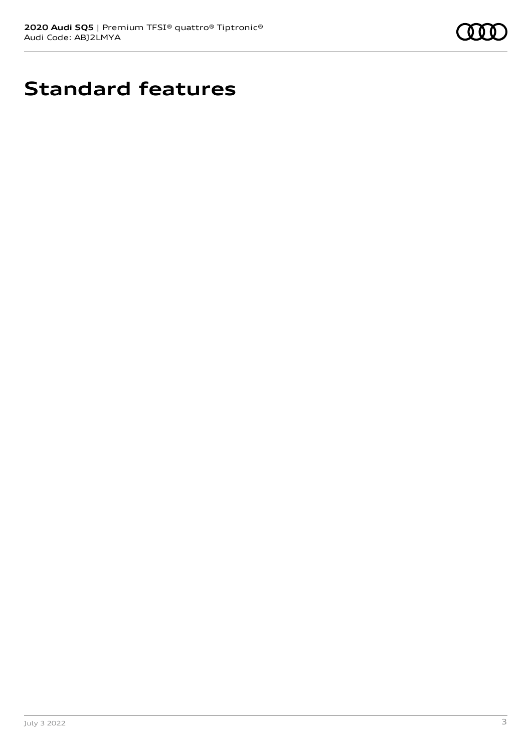# Standard features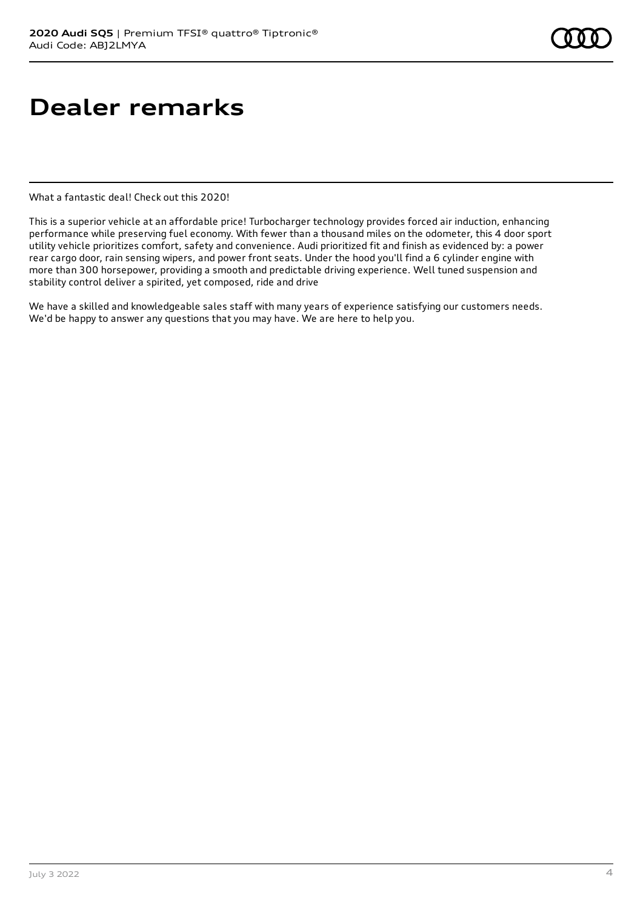# Dealer remarks

What a fantastic deal! Check out this 2020!

This is a superior vehicle at an affordable price! Turbocharger technology provides forced air induction, enhancing performance while preserving fuel economy. With fewer than a thousand miles on the odometer, this 4 door sport utility vehicle prioritizes comfort, safety and convenience. Audi prioritized fit and finish as evidenced by: a power rear cargo door, rain sensing wipers, and power front seats. Under the hood you'll find a 6 cylinder engine with more than 300 horsepower, providing a smooth and predictable driving experience. Well tuned suspension and stability control deliver a spirited, yet composed, ride and drive

We have a skilled and knowledgeable sales staff with many years of experience satisfying our customers needs. We'd be happy to answer any questions that you may have. We are here to help you.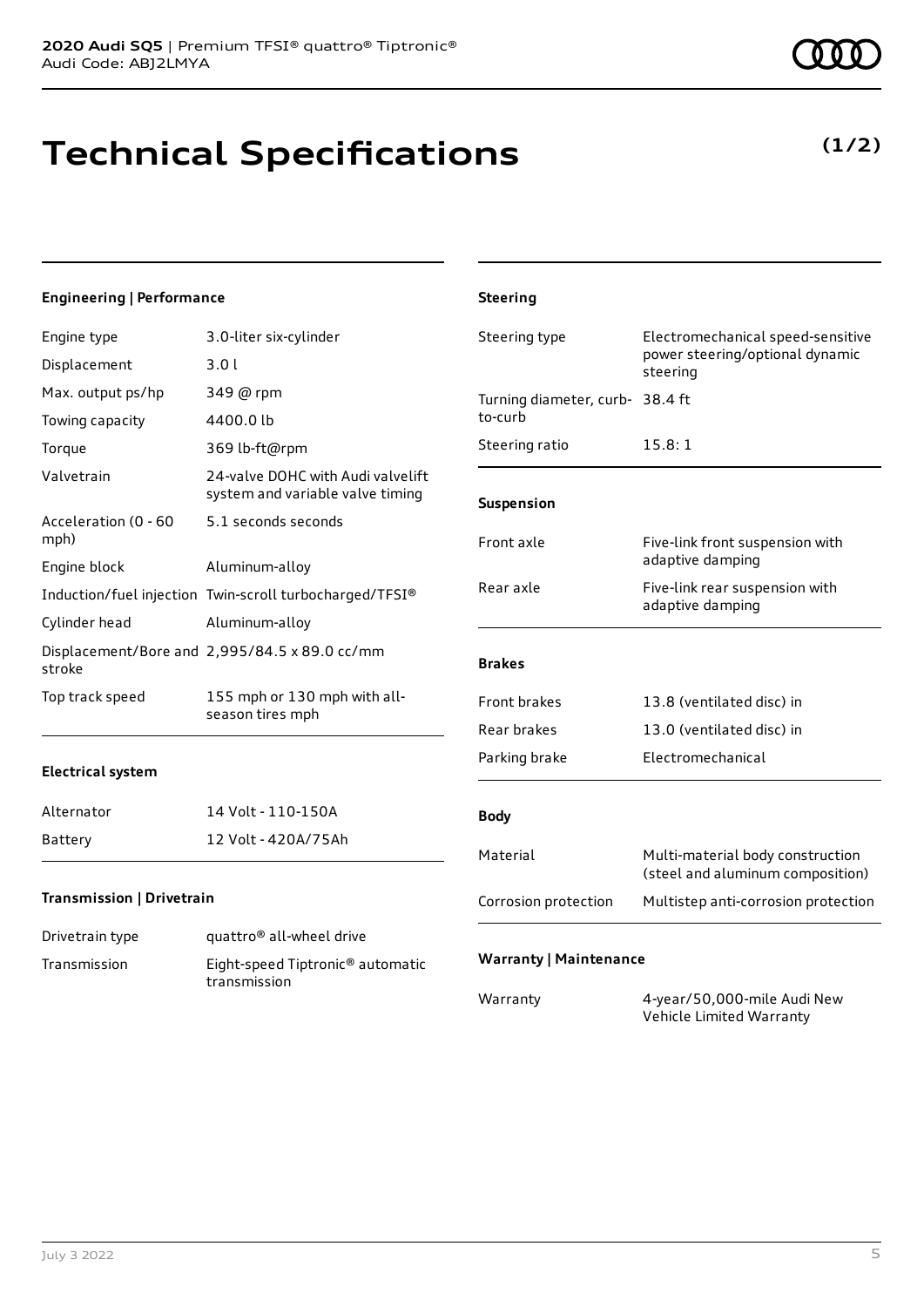# Technical Specifications

**(1/2)**

### Engineering | Performance

| | |
|---|---|
| Engine type | 3.0-liter six-cylinder |
| Displacement | 3.0 l |
| Max. output ps/hp | 349 @ rpm |
| Towing capacity | 4400.0 lb |
| Torque | 369 lb-ft@rpm |
| Valvetrain | 24-valve DOHC with Audi valvelift system and variable valve timing |
| Acceleration (0 - 60 mph) | 5.1 seconds seconds |
| Engine block | Aluminum-alloy |
| Induction/fuel injection | Twin-scroll turbocharged/TFSI® |
| Cylinder head | Aluminum-alloy |
| Displacement/Bore and stroke | 2,995/84.5 x 89.0 cc/mm |
| Top track speed | 155 mph or 130 mph with all-season tires mph |

### Electrical system

| | |
|---|---|
| Alternator | 14 Volt - 110-150A |
| Battery | 12 Volt - 420A/75Ah |

### Transmission | Drivetrain

| | |
|---|---|
| Drivetrain type | quattro® all-wheel drive |
| Transmission | Eight-speed Tiptronic® automatic transmission |

### Steering

| | |
|---|---|
| Steering type | Electromechanical speed-sensitive power steering/optional dynamic steering |
| Turning diameter, curb-to-curb | 38.4 ft |
| Steering ratio | 15.8: 1 |

### Suspension

| | |
|---|---|
| Front axle | Five-link front suspension with adaptive damping |
| Rear axle | Five-link rear suspension with adaptive damping |

### Brakes

| | |
|---|---|
| Front brakes | 13.8 (ventilated disc) in |
| Rear brakes | 13.0 (ventilated disc) in |
| Parking brake | Electromechanical |

### Body

| | |
|---|---|
| Material | Multi-material body construction (steel and aluminum composition) |
| Corrosion protection | Multistep anti-corrosion protection |

### Warranty | Maintenance

| | |
|---|---|
| Warranty | 4-year/50,000-mile Audi New Vehicle Limited Warranty |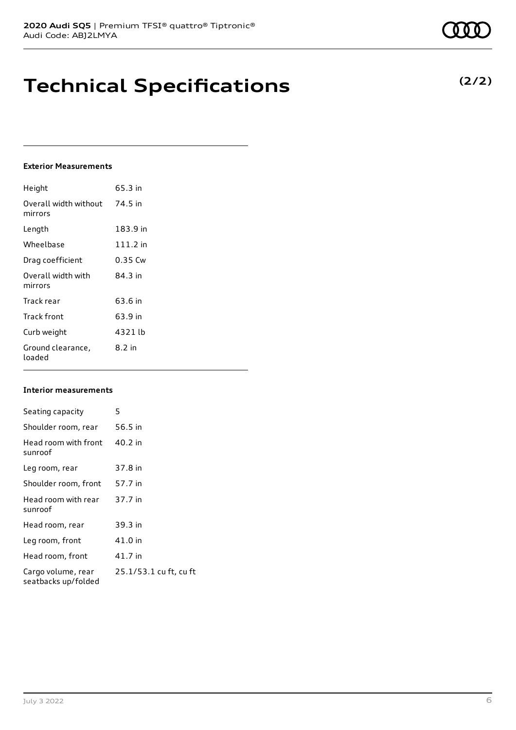# Technical Specifications

**(2/2)**

#### Exterior Measurements

| | |
|---|---|
| Height | 65.3 in |
| Overall width without mirrors | 74.5 in |
| Length | 183.9 in |
| Wheelbase | 111.2 in |
| Drag coefficient | 0.35 Cw |
| Overall width with mirrors | 84.3 in |
| Track rear | 63.6 in |
| Track front | 63.9 in |
| Curb weight | 4321 lb |
| Ground clearance, loaded | 8.2 in |

#### Interior measurements

| | |
|---|---|
| Seating capacity | 5 |
| Shoulder room, rear | 56.5 in |
| Head room with front sunroof | 40.2 in |
| Leg room, rear | 37.8 in |
| Shoulder room, front | 57.7 in |
| Head room with rear sunroof | 37.7 in |
| Head room, rear | 39.3 in |
| Leg room, front | 41.0 in |
| Head room, front | 41.7 in |
| Cargo volume, rear seatbacks up/folded | 25.1/53.1 cu ft, cu ft |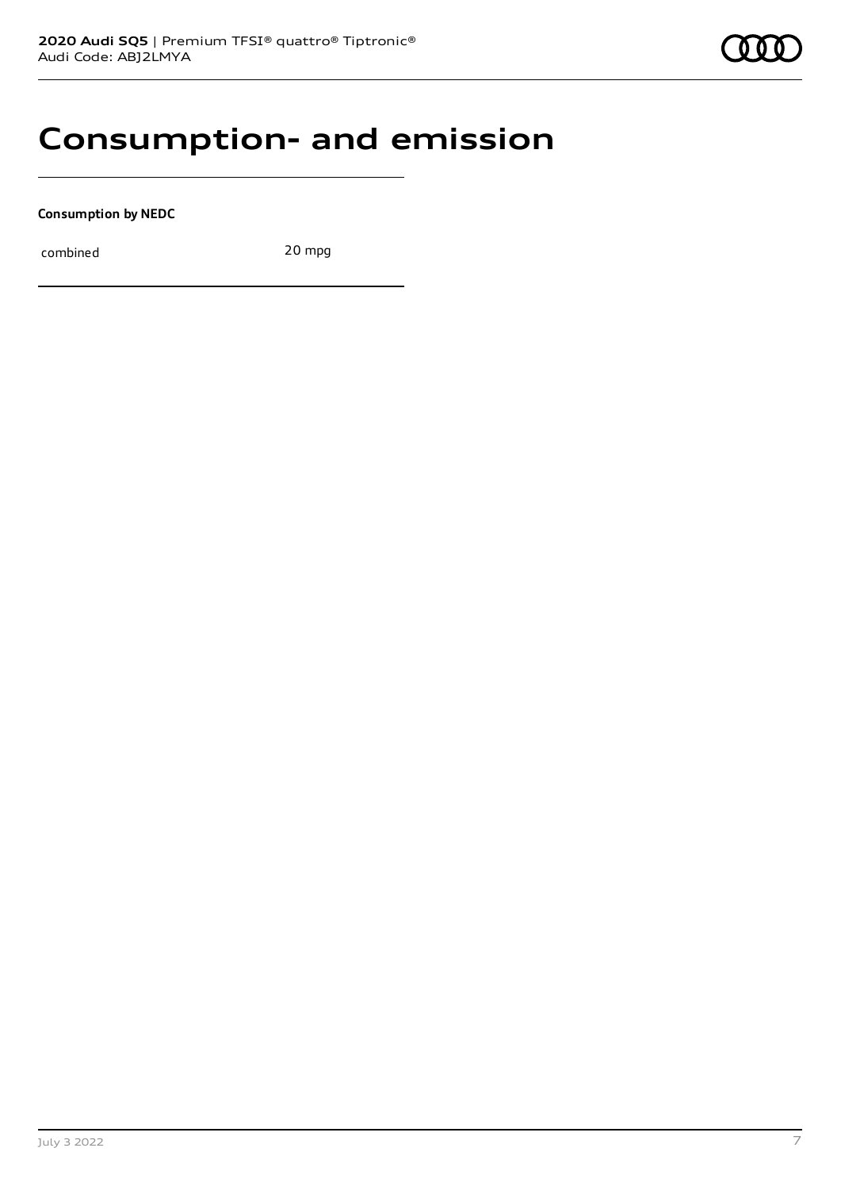# Consumption- and emission

**Consumption by NEDC**

| combined | 20 mpg |
|---|---|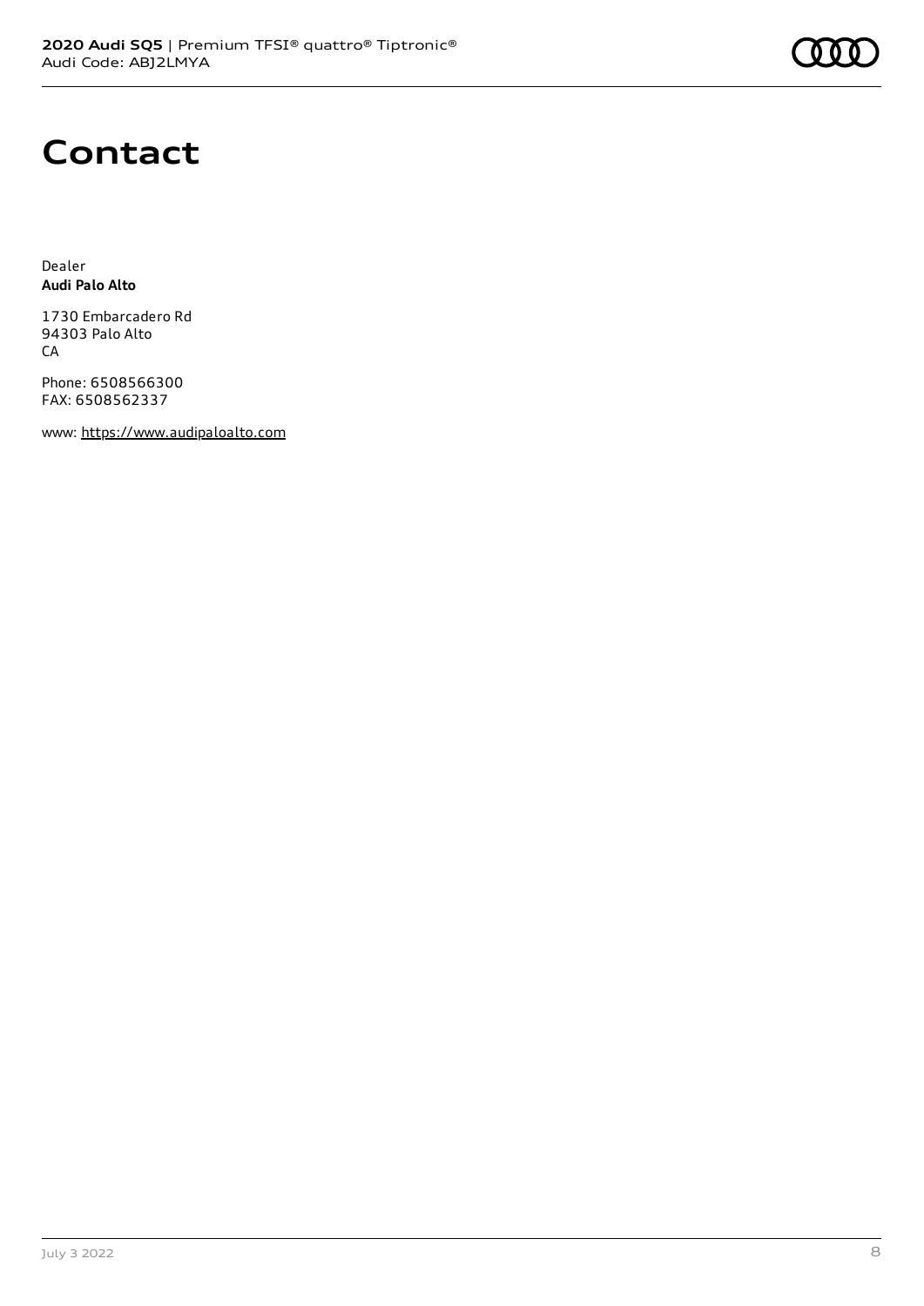# Contact

Dealer
**Audi Palo Alto**

1730 Embarcadero Rd
94303 Palo Alto
CA

Phone: 6508566300
FAX: 6508562337

www: https://www.audipaloalto.com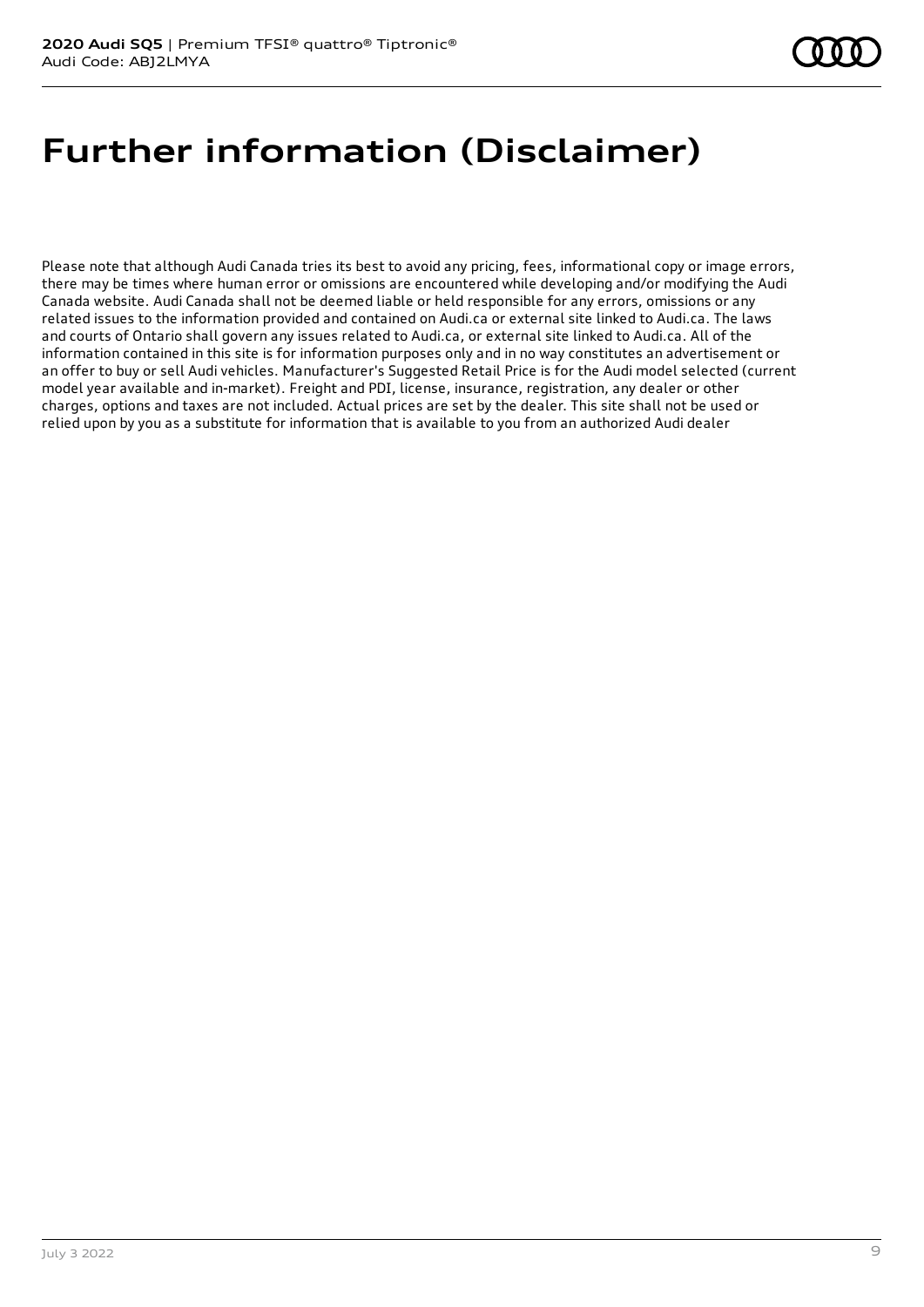# Further information (Disclaimer)

Please note that although Audi Canada tries its best to avoid any pricing, fees, informational copy or image errors, there may be times where human error or omissions are encountered while developing and/or modifying the Audi Canada website. Audi Canada shall not be deemed liable or held responsible for any errors, omissions or any related issues to the information provided and contained on Audi.ca or external site linked to Audi.ca. The laws and courts of Ontario shall govern any issues related to Audi.ca, or external site linked to Audi.ca. All of the information contained in this site is for information purposes only and in no way constitutes an advertisement or an offer to buy or sell Audi vehicles. Manufacturer's Suggested Retail Price is for the Audi model selected (current model year available and in-market). Freight and PDI, license, insurance, registration, any dealer or other charges, options and taxes are not included. Actual prices are set by the dealer. This site shall not be used or relied upon by you as a substitute for information that is available to you from an authorized Audi dealer